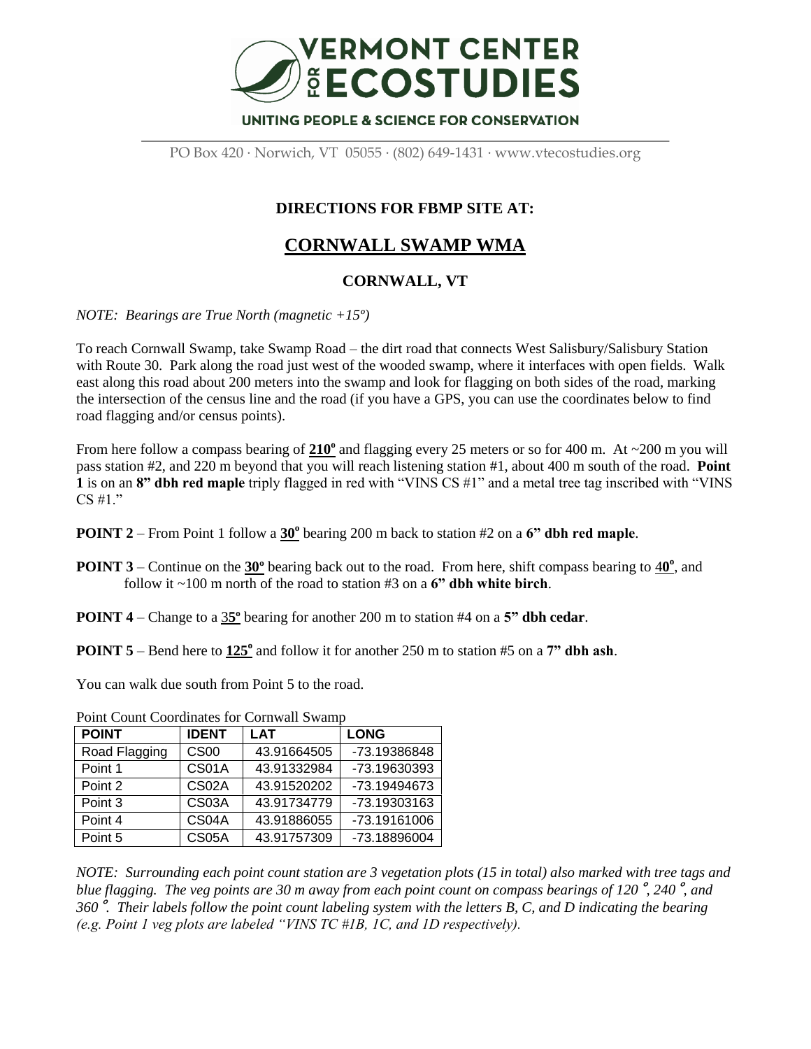**VERMONT CENTER FOR ECOSTUDIES**

**UNITING PEOPLE & SCIENCE FOR CONSERVATION**

PO Box 420 · Norwich, VT 05055 · (802) 649-1431 · www.vtecostudies.org

## DIRECTIONS FOR FBMP SITE AT:

# CORNWALL SWAMP WMA

## CORNWALL, VT

*NOTE: Bearings are True North (magnetic +15º)*

To reach Cornwall Swamp, take Swamp Road – the dirt road that connects West Salisbury/Salisbury Station with Route 30. Park along the road just west of the wooded swamp, where it interfaces with open fields. Walk east along this road about 200 meters into the swamp and look for flagging on both sides of the road, marking the intersection of the census line and the road (if you have a GPS, you can use the coordinates below to find road flagging and/or census points).

From here follow a compass bearing of **210º** and flagging every 25 meters or so for 400 m. At ~200 m you will pass station #2, and 220 m beyond that you will reach listening station #1, about 400 m south of the road. **Point 1** is on an **8" dbh red maple** triply flagged in red with "VINS CS #1" and a metal tree tag inscribed with "VINS CS #1."

**POINT 2** – From Point 1 follow a **30º** bearing 200 m back to station #2 on a **6" dbh red maple**.

**POINT 3** – Continue on the **30º** bearing back out to the road. From here, shift compass bearing to **40º**, and follow it ~100 m north of the road to station #3 on a **6" dbh white birch**.

**POINT 4** – Change to a 3**5º** bearing for another 200 m to station #4 on a **5" dbh cedar**.

**POINT 5** – Bend here to **125º** and follow it for another 250 m to station #5 on a **7" dbh ash**.

You can walk due south from Point 5 to the road.

Point Count Coordinates for Cornwall Swamp

| POINT | IDENT | LAT | LONG |
|---|---|---|---|
| Road Flagging | CS00 | 43.91664505 | -73.19386848 |
| Point 1 | CS01A | 43.91332984 | -73.19630393 |
| Point 2 | CS02A | 43.91520202 | -73.19494673 |
| Point 3 | CS03A | 43.91734779 | -73.19303163 |
| Point 4 | CS04A | 43.91886055 | -73.19161006 |
| Point 5 | CS05A | 43.91757309 | -73.18896004 |

*NOTE: Surrounding each point count station are 3 vegetation plots (15 in total) also marked with tree tags and blue flagging. The veg points are 30 m away from each point count on compass bearings of 120˚, 240˚, and 360˚. Their labels follow the point count labeling system with the letters B, C, and D indicating the bearing (e.g. Point 1 veg plots are labeled "VINS TC #1B, 1C, and 1D respectively).*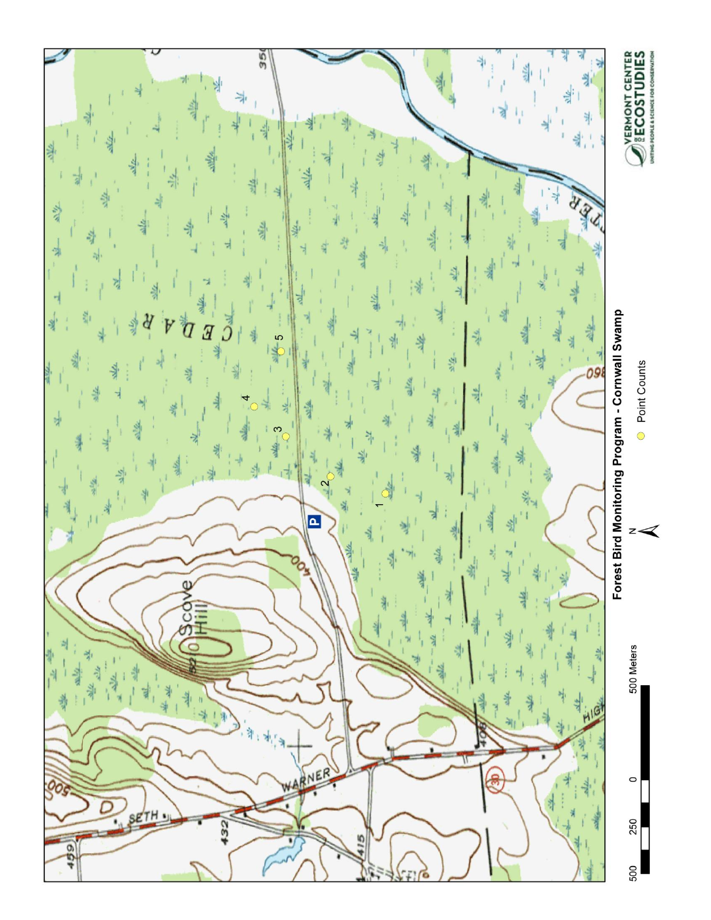# Forest Bird Monitoring Program - Cornwall Swamp

Point Counts

N

500 250 0 500 Meters

VERMONT CENTER for ECOSTUDIES
UNITING PEOPLE & SCIENCE FOR CONSERVATION

Scove Hill

CEDAR

WARNER

SETH

HIGH

P

1
2
3
4
5

520
500
459
432
415
406
400
380
350
30